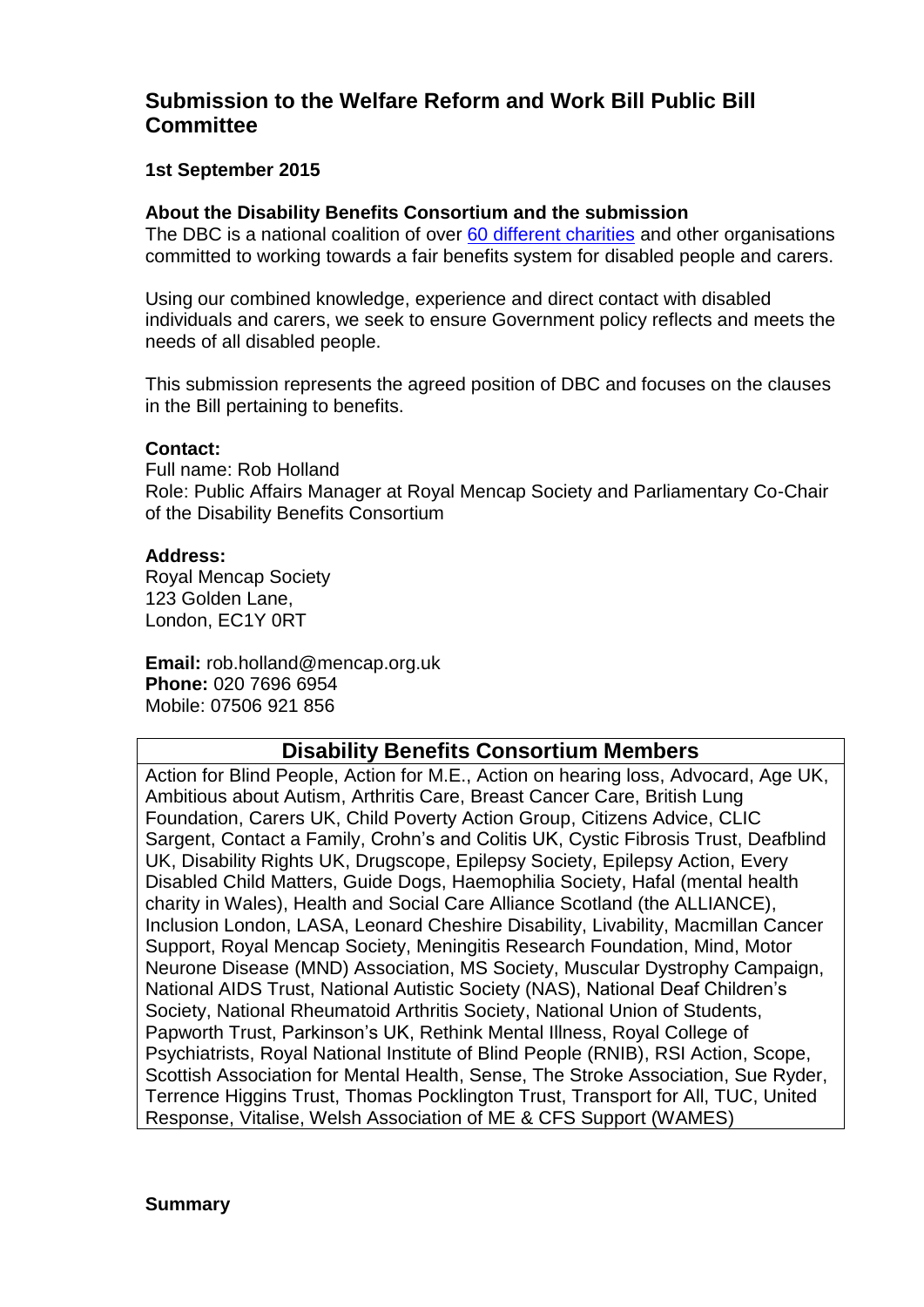# Submission to the Welfare Reform and Work Bill Public Bill Committee

**1st September 2015**

**About the Disability Benefits Consortium and the submission**

The DBC is a national coalition of over [60 different charities](#) and other organisations committed to working towards a fair benefits system for disabled people and carers.

Using our combined knowledge, experience and direct contact with disabled individuals and carers, we seek to ensure Government policy reflects and meets the needs of all disabled people.

This submission represents the agreed position of DBC and focuses on the clauses in the Bill pertaining to benefits.

**Contact:**

Full name: Rob Holland
Role: Public Affairs Manager at Royal Mencap Society and Parliamentary Co-Chair of the Disability Benefits Consortium

**Address:**

Royal Mencap Society
123 Golden Lane,
London, EC1Y 0RT

**Email:** rob.holland@mencap.org.uk
**Phone:** 020 7696 6954
Mobile: 07506 921 856

| Disability Benefits Consortium Members |
| --- |
| Action for Blind People, Action for M.E., Action on hearing loss, Advocard, Age UK, Ambitious about Autism, Arthritis Care, Breast Cancer Care, British Lung Foundation, Carers UK, Child Poverty Action Group, Citizens Advice, CLIC Sargent, Contact a Family, Crohn's and Colitis UK, Cystic Fibrosis Trust, Deafblind UK, Disability Rights UK, Drugscope, Epilepsy Society, Epilepsy Action, Every Disabled Child Matters, Guide Dogs, Haemophilia Society, Hafal (mental health charity in Wales), Health and Social Care Alliance Scotland (the ALLIANCE), Inclusion London, LASA, Leonard Cheshire Disability, Livability, Macmillan Cancer Support, Royal Mencap Society, Meningitis Research Foundation, Mind, Motor Neurone Disease (MND) Association, MS Society, Muscular Dystrophy Campaign, National AIDS Trust, National Autistic Society (NAS), National Deaf Children's Society, National Rheumatoid Arthritis Society, National Union of Students, Papworth Trust, Parkinson's UK, Rethink Mental Illness, Royal College of Psychiatrists, Royal National Institute of Blind People (RNIB), RSI Action, Scope, Scottish Association for Mental Health, Sense, The Stroke Association, Sue Ryder, Terrence Higgins Trust, Thomas Pocklington Trust, Transport for All, TUC, United Response, Vitalise, Welsh Association of ME & CFS Support (WAMES) |

**Summary**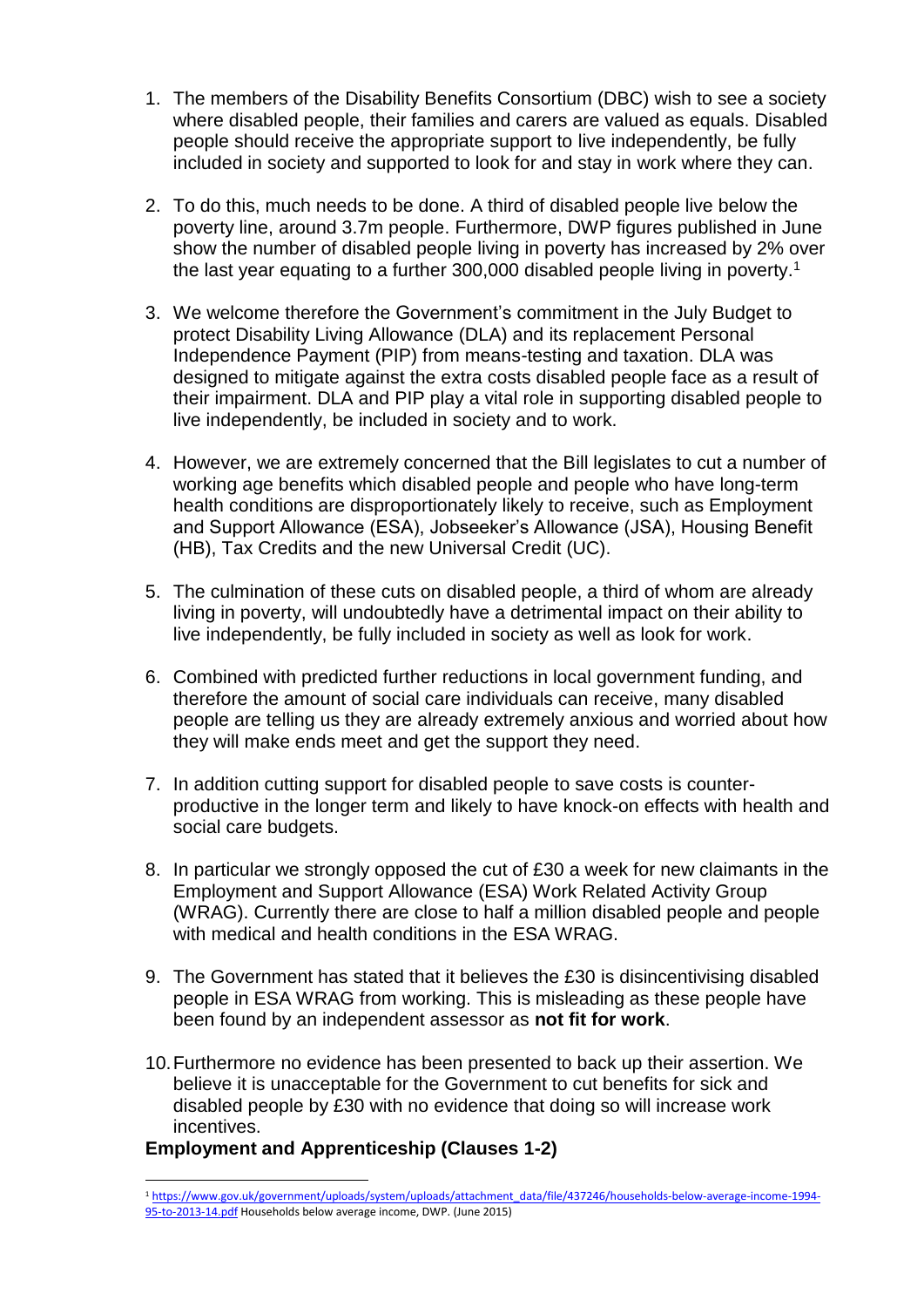1. The members of the Disability Benefits Consortium (DBC) wish to see a society where disabled people, their families and carers are valued as equals. Disabled people should receive the appropriate support to live independently, be fully included in society and supported to look for and stay in work where they can.

2. To do this, much needs to be done. A third of disabled people live below the poverty line, around 3.7m people. Furthermore, DWP figures published in June show the number of disabled people living in poverty has increased by 2% over the last year equating to a further 300,000 disabled people living in poverty.[1]

3. We welcome therefore the Government's commitment in the July Budget to protect Disability Living Allowance (DLA) and its replacement Personal Independence Payment (PIP) from means-testing and taxation. DLA was designed to mitigate against the extra costs disabled people face as a result of their impairment. DLA and PIP play a vital role in supporting disabled people to live independently, be included in society and to work.

4. However, we are extremely concerned that the Bill legislates to cut a number of working age benefits which disabled people and people who have long-term health conditions are disproportionately likely to receive, such as Employment and Support Allowance (ESA), Jobseeker's Allowance (JSA), Housing Benefit (HB), Tax Credits and the new Universal Credit (UC).

5. The culmination of these cuts on disabled people, a third of whom are already living in poverty, will undoubtedly have a detrimental impact on their ability to live independently, be fully included in society as well as look for work.

6. Combined with predicted further reductions in local government funding, and therefore the amount of social care individuals can receive, many disabled people are telling us they are already extremely anxious and worried about how they will make ends meet and get the support they need.

7. In addition cutting support for disabled people to save costs is counter-productive in the longer term and likely to have knock-on effects with health and social care budgets.

8. In particular we strongly opposed the cut of £30 a week for new claimants in the Employment and Support Allowance (ESA) Work Related Activity Group (WRAG). Currently there are close to half a million disabled people and people with medical and health conditions in the ESA WRAG.

9. The Government has stated that it believes the £30 is disincentivising disabled people in ESA WRAG from working. This is misleading as these people have been found by an independent assessor as **not fit for work**.

10. Furthermore no evidence has been presented to back up their assertion. We believe it is unacceptable for the Government to cut benefits for sick and disabled people by £30 with no evidence that doing so will increase work incentives.

**Employment and Apprenticeship (Clauses 1-2)**

[1] https://www.gov.uk/government/uploads/system/uploads/attachment_data/file/437246/households-below-average-income-1994-95-to-2013-14.pdf Households below average income, DWP. (June 2015)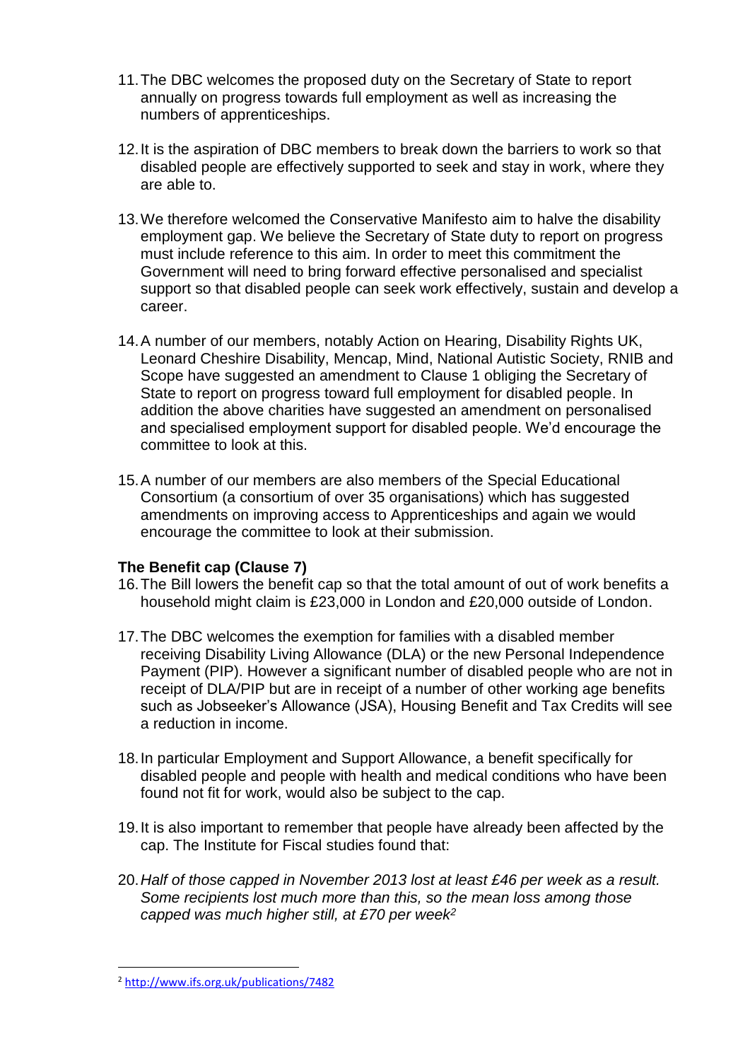11. The DBC welcomes the proposed duty on the Secretary of State to report annually on progress towards full employment as well as increasing the numbers of apprenticeships.

12. It is the aspiration of DBC members to break down the barriers to work so that disabled people are effectively supported to seek and stay in work, where they are able to.

13. We therefore welcomed the Conservative Manifesto aim to halve the disability employment gap. We believe the Secretary of State duty to report on progress must include reference to this aim. In order to meet this commitment the Government will need to bring forward effective personalised and specialist support so that disabled people can seek work effectively, sustain and develop a career.

14. A number of our members, notably Action on Hearing, Disability Rights UK, Leonard Cheshire Disability, Mencap, Mind, National Autistic Society, RNIB and Scope have suggested an amendment to Clause 1 obliging the Secretary of State to report on progress toward full employment for disabled people. In addition the above charities have suggested an amendment on personalised and specialised employment support for disabled people. We'd encourage the committee to look at this.

15. A number of our members are also members of the Special Educational Consortium (a consortium of over 35 organisations) which has suggested amendments on improving access to Apprenticeships and again we would encourage the committee to look at their submission.

**The Benefit cap (Clause 7)**

16. The Bill lowers the benefit cap so that the total amount of out of work benefits a household might claim is £23,000 in London and £20,000 outside of London.

17. The DBC welcomes the exemption for families with a disabled member receiving Disability Living Allowance (DLA) or the new Personal Independence Payment (PIP). However a significant number of disabled people who are not in receipt of DLA/PIP but are in receipt of a number of other working age benefits such as Jobseeker's Allowance (JSA), Housing Benefit and Tax Credits will see a reduction in income.

18. In particular Employment and Support Allowance, a benefit specifically for disabled people and people with health and medical conditions who have been found not fit for work, would also be subject to the cap.

19. It is also important to remember that people have already been affected by the cap. The Institute for Fiscal studies found that:

20. *Half of those capped in November 2013 lost at least £46 per week as a result. Some recipients lost much more than this, so the mean loss among those capped was much higher still, at £70 per week*[2]

---

[2] http://www.ifs.org.uk/publications/7482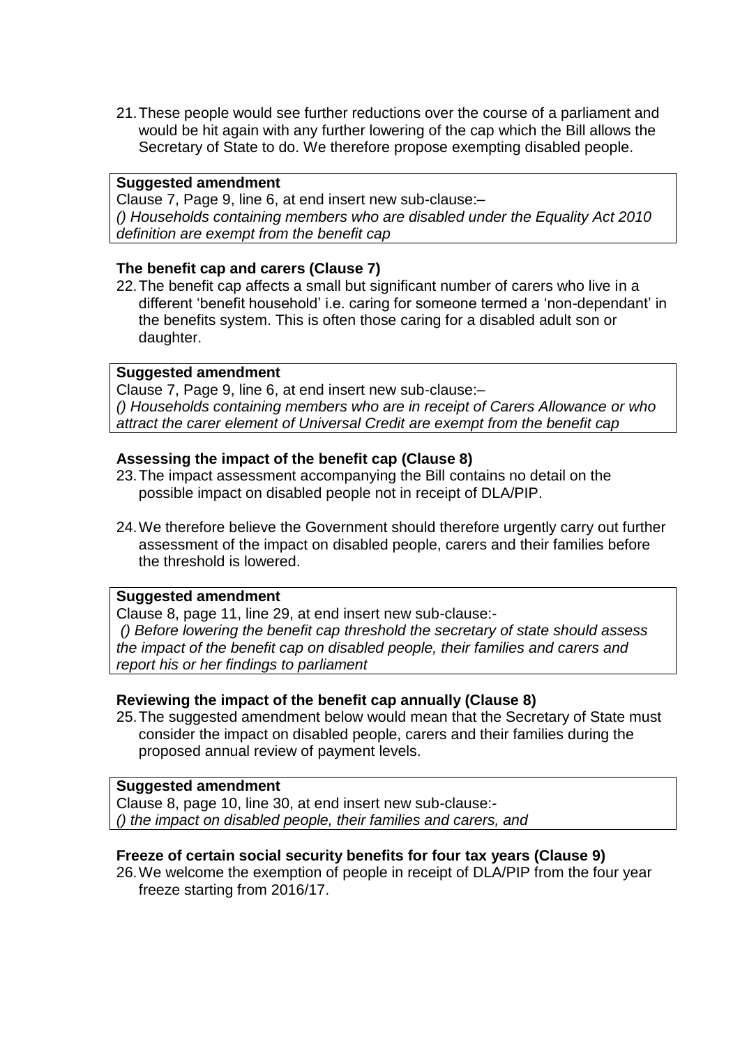21. These people would see further reductions over the course of a parliament and would be hit again with any further lowering of the cap which the Bill allows the Secretary of State to do. We therefore propose exempting disabled people.

> **Suggested amendment**
> Clause 7, Page 9, line 6, at end insert new sub-clause:–
> *() Households containing members who are disabled under the Equality Act 2010 definition are exempt from the benefit cap*

**The benefit cap and carers (Clause 7)**

22. The benefit cap affects a small but significant number of carers who live in a different 'benefit household' i.e. caring for someone termed a 'non-dependant' in the benefits system. This is often those caring for a disabled adult son or daughter.

> **Suggested amendment**
> Clause 7, Page 9, line 6, at end insert new sub-clause:–
> *() Households containing members who are in receipt of Carers Allowance or who attract the carer element of Universal Credit are exempt from the benefit cap*

**Assessing the impact of the benefit cap (Clause 8)**

23. The impact assessment accompanying the Bill contains no detail on the possible impact on disabled people not in receipt of DLA/PIP.

24. We therefore believe the Government should therefore urgently carry out further assessment of the impact on disabled people, carers and their families before the threshold is lowered.

> **Suggested amendment**
> Clause 8, page 11, line 29, at end insert new sub-clause:-
> *() Before lowering the benefit cap threshold the secretary of state should assess the impact of the benefit cap on disabled people, their families and carers and report his or her findings to parliament*

**Reviewing the impact of the benefit cap annually (Clause 8)**

25. The suggested amendment below would mean that the Secretary of State must consider the impact on disabled people, carers and their families during the proposed annual review of payment levels.

> **Suggested amendment**
> Clause 8, page 10, line 30, at end insert new sub-clause:-
> *() the impact on disabled people, their families and carers, and*

**Freeze of certain social security benefits for four tax years (Clause 9)**

26. We welcome the exemption of people in receipt of DLA/PIP from the four year freeze starting from 2016/17.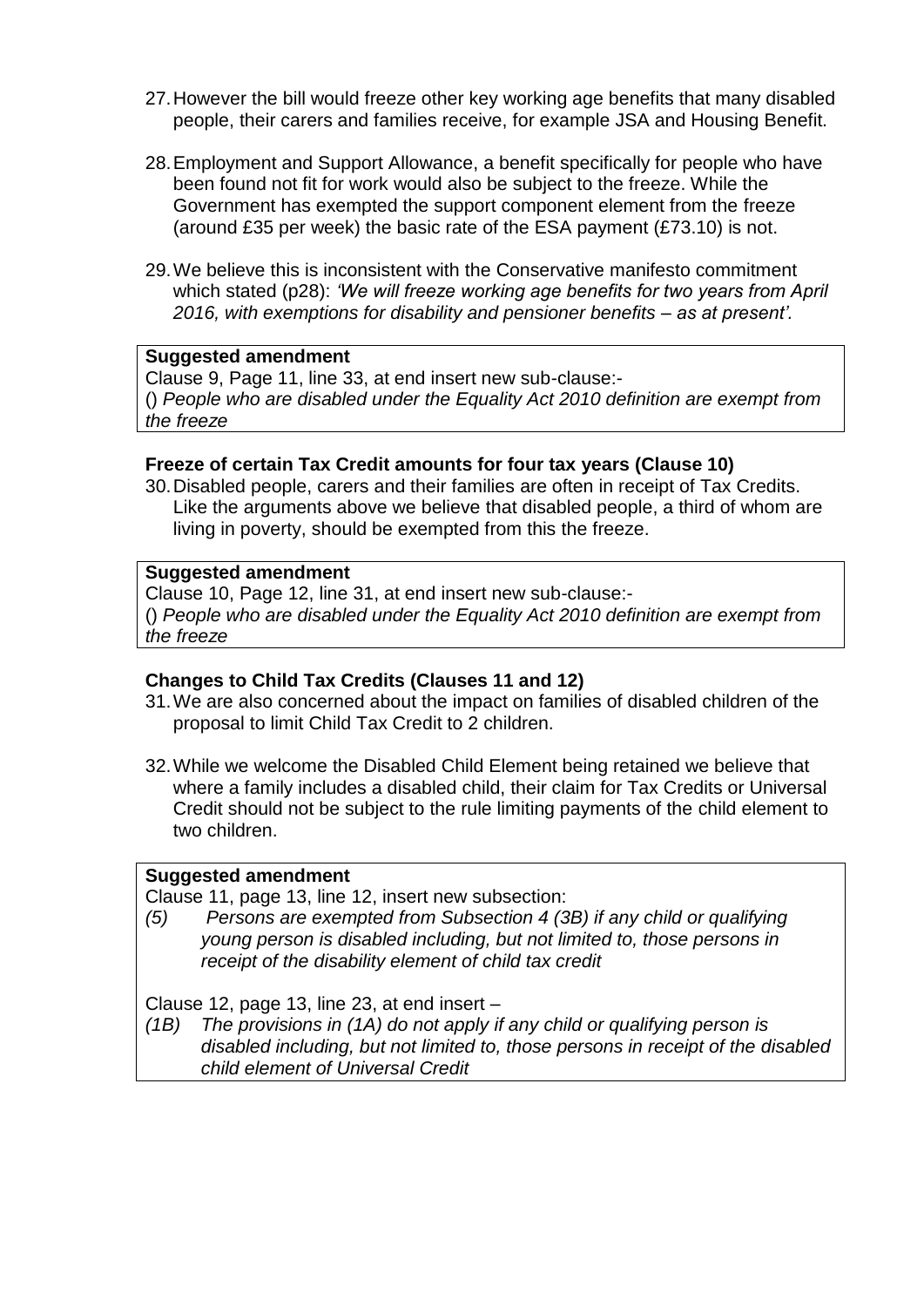27. However the bill would freeze other key working age benefits that many disabled people, their carers and families receive, for example JSA and Housing Benefit.

28. Employment and Support Allowance, a benefit specifically for people who have been found not fit for work would also be subject to the freeze. While the Government has exempted the support component element from the freeze (around £35 per week) the basic rate of the ESA payment (£73.10) is not.

29. We believe this is inconsistent with the Conservative manifesto commitment which stated (p28): *'We will freeze working age benefits for two years from April 2016, with exemptions for disability and pensioner benefits – as at present'.*

> **Suggested amendment**
> Clause 9, Page 11, line 33, at end insert new sub-clause:-
> () *People who are disabled under the Equality Act 2010 definition are exempt from the freeze*

### Freeze of certain Tax Credit amounts for four tax years (Clause 10)

30. Disabled people, carers and their families are often in receipt of Tax Credits. Like the arguments above we believe that disabled people, a third of whom are living in poverty, should be exempted from this the freeze.

> **Suggested amendment**
> Clause 10, Page 12, line 31, at end insert new sub-clause:-
> () *People who are disabled under the Equality Act 2010 definition are exempt from the freeze*

### Changes to Child Tax Credits (Clauses 11 and 12)

31. We are also concerned about the impact on families of disabled children of the proposal to limit Child Tax Credit to 2 children.

32. While we welcome the Disabled Child Element being retained we believe that where a family includes a disabled child, their claim for Tax Credits or Universal Credit should not be subject to the rule limiting payments of the child element to two children.

> **Suggested amendment**
> Clause 11, page 13, line 12, insert new subsection:
> *(5) Persons are exempted from Subsection 4 (3B) if any child or qualifying young person is disabled including, but not limited to, those persons in receipt of the disability element of child tax credit*
>
> Clause 12, page 13, line 23, at end insert –
> *(1B) The provisions in (1A) do not apply if any child or qualifying person is disabled including, but not limited to, those persons in receipt of the disabled child element of Universal Credit*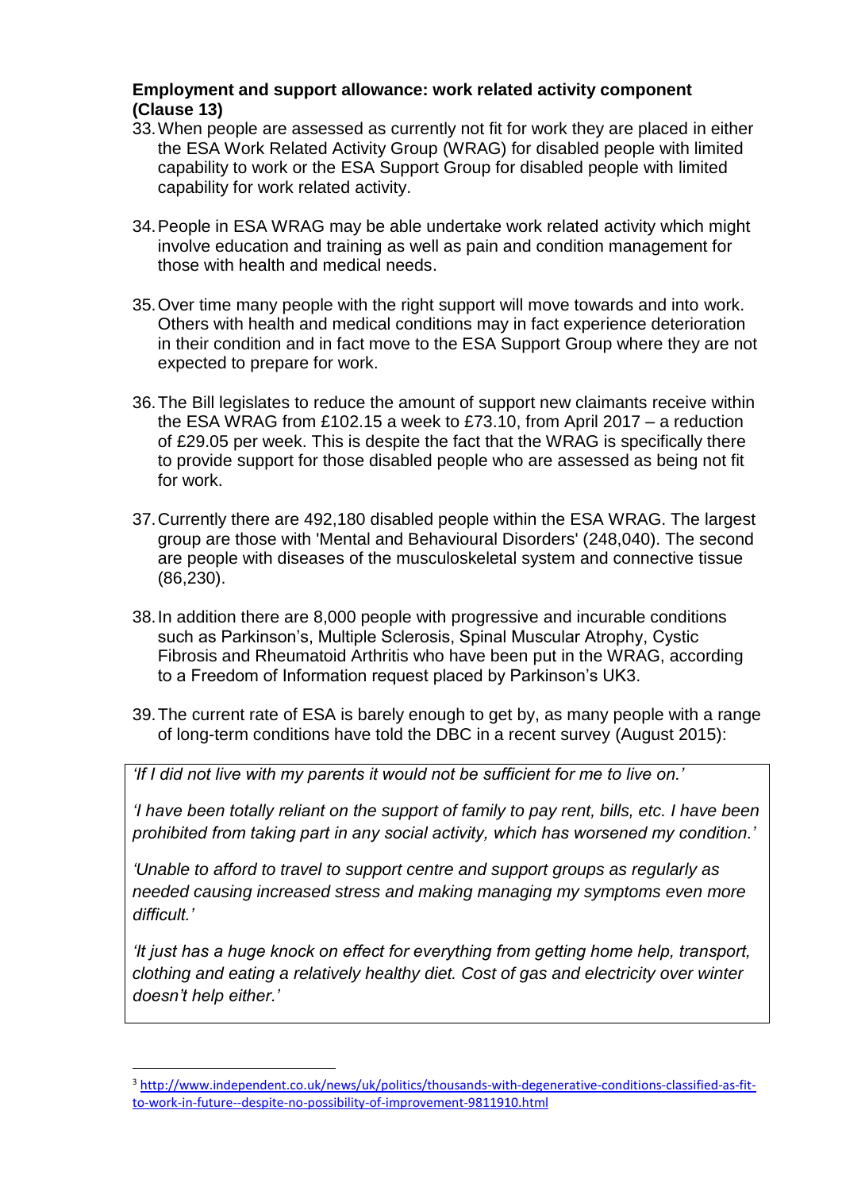**Employment and support allowance: work related activity component (Clause 13)**

33. When people are assessed as currently not fit for work they are placed in either the ESA Work Related Activity Group (WRAG) for disabled people with limited capability to work or the ESA Support Group for disabled people with limited capability for work related activity.

34. People in ESA WRAG may be able undertake work related activity which might involve education and training as well as pain and condition management for those with health and medical needs.

35. Over time many people with the right support will move towards and into work. Others with health and medical conditions may in fact experience deterioration in their condition and in fact move to the ESA Support Group where they are not expected to prepare for work.

36. The Bill legislates to reduce the amount of support new claimants receive within the ESA WRAG from £102.15 a week to £73.10, from April 2017 – a reduction of £29.05 per week. This is despite the fact that the WRAG is specifically there to provide support for those disabled people who are assessed as being not fit for work.

37. Currently there are 492,180 disabled people within the ESA WRAG. The largest group are those with 'Mental and Behavioural Disorders' (248,040). The second are people with diseases of the musculoskeletal system and connective tissue (86,230).

38. In addition there are 8,000 people with progressive and incurable conditions such as Parkinson's, Multiple Sclerosis, Spinal Muscular Atrophy, Cystic Fibrosis and Rheumatoid Arthritis who have been put in the WRAG, according to a Freedom of Information request placed by Parkinson's UK[3].

39. The current rate of ESA is barely enough to get by, as many people with a range of long-term conditions have told the DBC in a recent survey (August 2015):

> *'If I did not live with my parents it would not be sufficient for me to live on.'*
>
> *'I have been totally reliant on the support of family to pay rent, bills, etc. I have been prohibited from taking part in any social activity, which has worsened my condition.'*
>
> *'Unable to afford to travel to support centre and support groups as regularly as needed causing increased stress and making managing my symptoms even more difficult.'*
>
> *'It just has a huge knock on effect for everything from getting home help, transport, clothing and eating a relatively healthy diet. Cost of gas and electricity over winter doesn't help either.'*

[3] http://www.independent.co.uk/news/uk/politics/thousands-with-degenerative-conditions-classified-as-fit-to-work-in-future--despite-no-possibility-of-improvement-9811910.html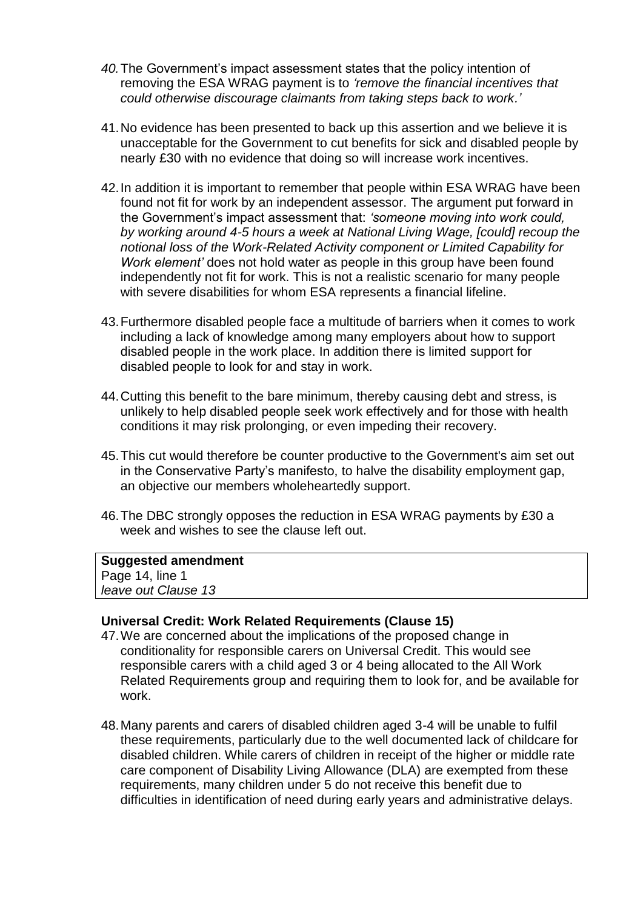40. The Government's impact assessment states that the policy intention of removing the ESA WRAG payment is to *'remove the financial incentives that could otherwise discourage claimants from taking steps back to work.'*

41. No evidence has been presented to back up this assertion and we believe it is unacceptable for the Government to cut benefits for sick and disabled people by nearly £30 with no evidence that doing so will increase work incentives.

42. In addition it is important to remember that people within ESA WRAG have been found not fit for work by an independent assessor. The argument put forward in the Government's impact assessment that: *'someone moving into work could, by working around 4-5 hours a week at National Living Wage, [could] recoup the notional loss of the Work-Related Activity component or Limited Capability for Work element'* does not hold water as people in this group have been found independently not fit for work. This is not a realistic scenario for many people with severe disabilities for whom ESA represents a financial lifeline.

43. Furthermore disabled people face a multitude of barriers when it comes to work including a lack of knowledge among many employers about how to support disabled people in the work place. In addition there is limited support for disabled people to look for and stay in work.

44. Cutting this benefit to the bare minimum, thereby causing debt and stress, is unlikely to help disabled people seek work effectively and for those with health conditions it may risk prolonging, or even impeding their recovery.

45. This cut would therefore be counter productive to the Government's aim set out in the Conservative Party's manifesto, to halve the disability employment gap, an objective our members wholeheartedly support.

46. The DBC strongly opposes the reduction in ESA WRAG payments by £30 a week and wishes to see the clause left out.

| **Suggested amendment** |
| --- |
| Page 14, line 1 |
| *leave out Clause 13* |

**Universal Credit: Work Related Requirements (Clause 15)**

47. We are concerned about the implications of the proposed change in conditionality for responsible carers on Universal Credit. This would see responsible carers with a child aged 3 or 4 being allocated to the All Work Related Requirements group and requiring them to look for, and be available for work.

48. Many parents and carers of disabled children aged 3-4 will be unable to fulfil these requirements, particularly due to the well documented lack of childcare for disabled children. While carers of children in receipt of the higher or middle rate care component of Disability Living Allowance (DLA) are exempted from these requirements, many children under 5 do not receive this benefit due to difficulties in identification of need during early years and administrative delays.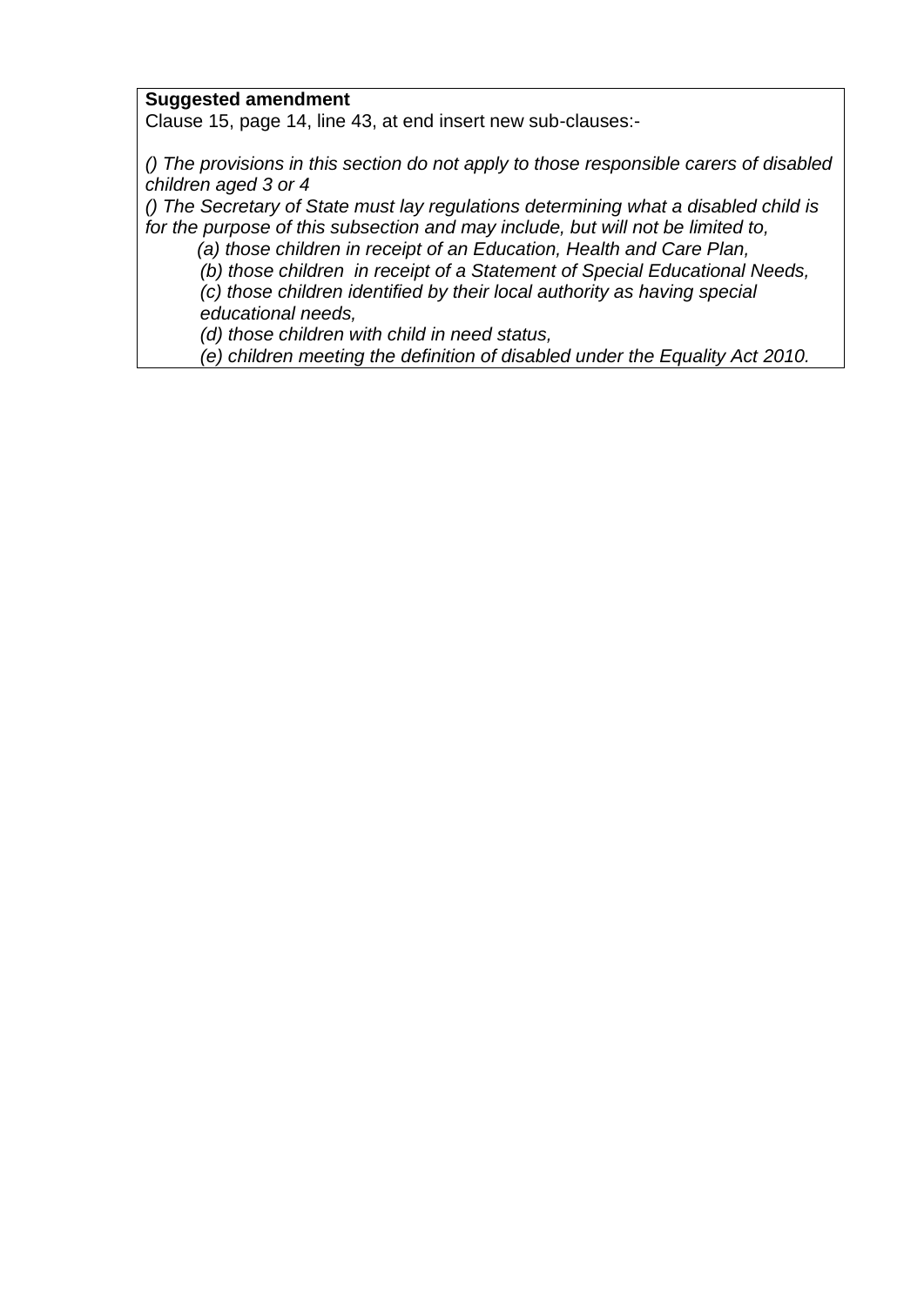**Suggested amendment**

Clause 15, page 14, line 43, at end insert new sub-clauses:-

*() The provisions in this section do not apply to those responsible carers of disabled children aged 3 or 4*

*() The Secretary of State must lay regulations determining what a disabled child is for the purpose of this subsection and may include, but will not be limited to,*

*(a) those children in receipt of an Education, Health and Care Plan,*

*(b) those children in receipt of a Statement of Special Educational Needs,*

*(c) those children identified by their local authority as having special educational needs,*

*(d) those children with child in need status,*

*(e) children meeting the definition of disabled under the Equality Act 2010.*